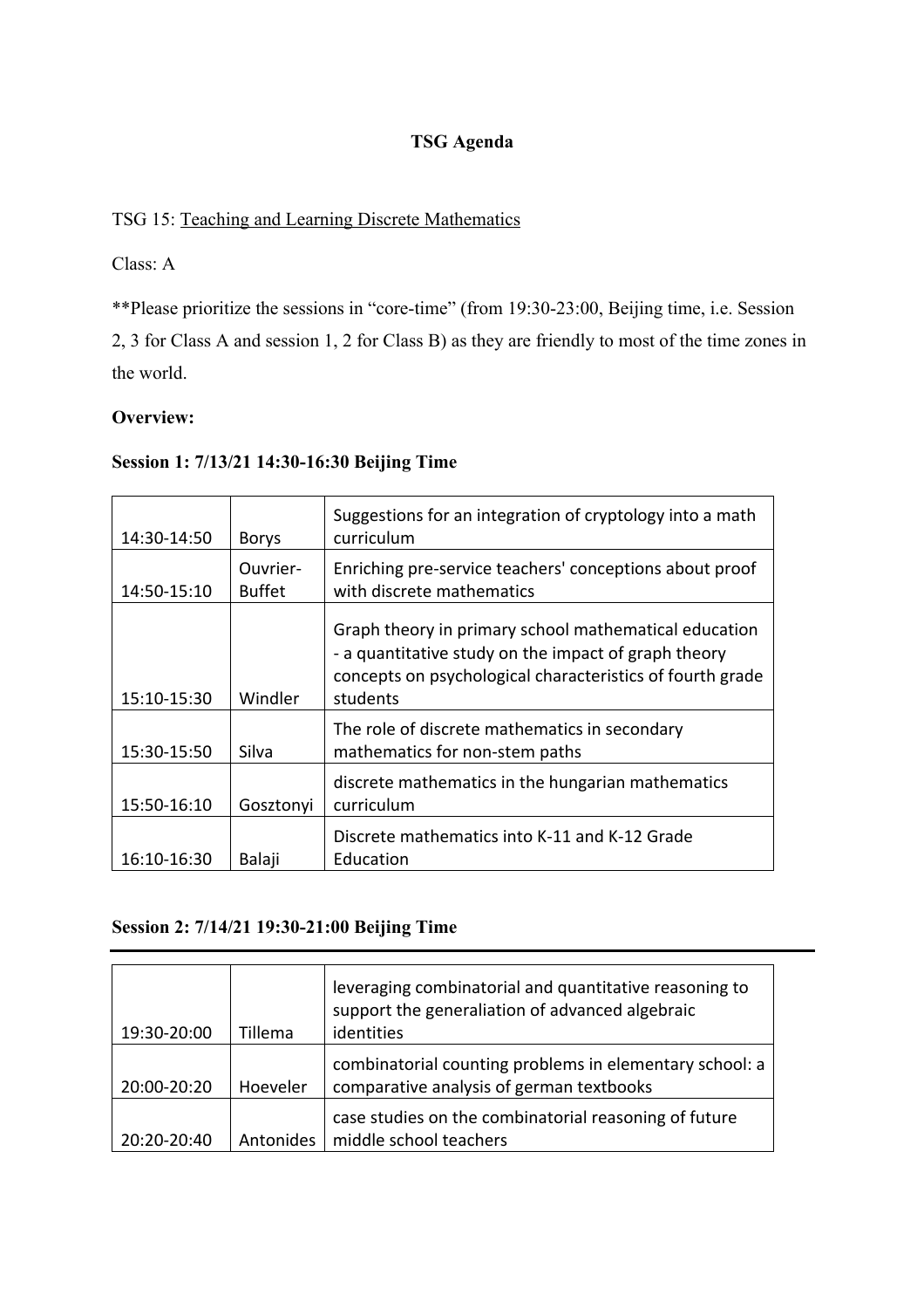**TSG Agenda**

TSG 15: Teaching and Learning Discrete Mathematics

Class: A

**Please prioritize the sessions in "core-time" (from 19:30-23:00, Beijing time, i.e. Session 2, 3 for Class A and session 1, 2 for Class B) as they are friendly to most of the time zones in the world.

**Overview:**

**Session 1: 7/13/21 14:30-16:30 Beijing Time**

| | | |
|---|---|---|
| 14:30-14:50 | Borys | Suggestions for an integration of cryptology into a math curriculum |
| 14:50-15:10 | Ouvrier-Buffet | Enriching pre-service teachers' conceptions about proof with discrete mathematics |
| 15:10-15:30 | Windler | Graph theory in primary school mathematical education - a quantitative study on the impact of graph theory concepts on psychological characteristics of fourth grade students |
| 15:30-15:50 | Silva | The role of discrete mathematics in secondary mathematics for non-stem paths |
| 15:50-16:10 | Gosztonyi | discrete mathematics in the hungarian mathematics curriculum |
| 16:10-16:30 | Balaji | Discrete mathematics into K-11 and K-12 Grade Education |

**Session 2: 7/14/21 19:30-21:00 Beijing Time**

| | | |
|---|---|---|
| 19:30-20:00 | Tillema | leveraging combinatorial and quantitative reasoning to support the generaliation of advanced algebraic identities |
| 20:00-20:20 | Hoeveler | combinatorial counting problems in elementary school: a comparative analysis of german textbooks |
| 20:20-20:40 | Antonides | case studies on the combinatorial reasoning of future middle school teachers |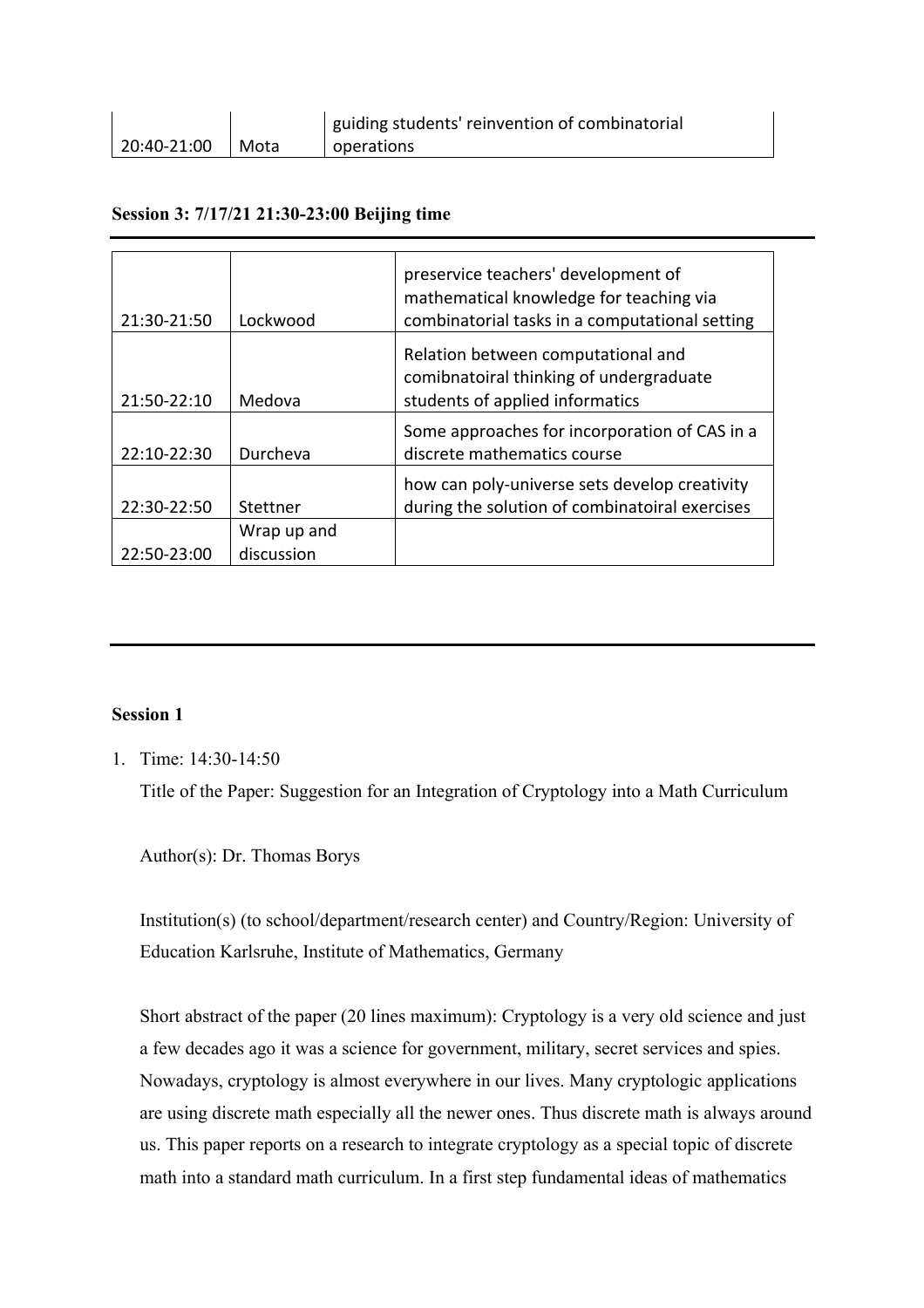| | | |
|---|---|---|
| 20:40-21:00 | Mota | guiding students' reinvention of combinatorial operations |

**Session 3: 7/17/21 21:30-23:00 Beijing time**

| | | |
|---|---|---|
| 21:30-21:50 | Lockwood | preservice teachers' development of mathematical knowledge for teaching via combinatorial tasks in a computational setting |
| 21:50-22:10 | Medova | Relation between computational and comibnatoiral thinking of undergraduate students of applied informatics |
| 22:10-22:30 | Durcheva | Some approaches for incorporation of CAS in a discrete mathematics course |
| 22:30-22:50 | Stettner | how can poly-universe sets develop creativity during the solution of combinatoiral exercises |
| 22:50-23:00 | Wrap up and discussion | |

**Session 1**

1. Time: 14:30-14:50

   Title of the Paper: Suggestion for an Integration of Cryptology into a Math Curriculum

   Author(s): Dr. Thomas Borys

   Institution(s) (to school/department/research center) and Country/Region: University of Education Karlsruhe, Institute of Mathematics, Germany

   Short abstract of the paper (20 lines maximum): Cryptology is a very old science and just a few decades ago it was a science for government, military, secret services and spies. Nowadays, cryptology is almost everywhere in our lives. Many cryptologic applications are using discrete math especially all the newer ones. Thus discrete math is always around us. This paper reports on a research to integrate cryptology as a special topic of discrete math into a standard math curriculum. In a first step fundamental ideas of mathematics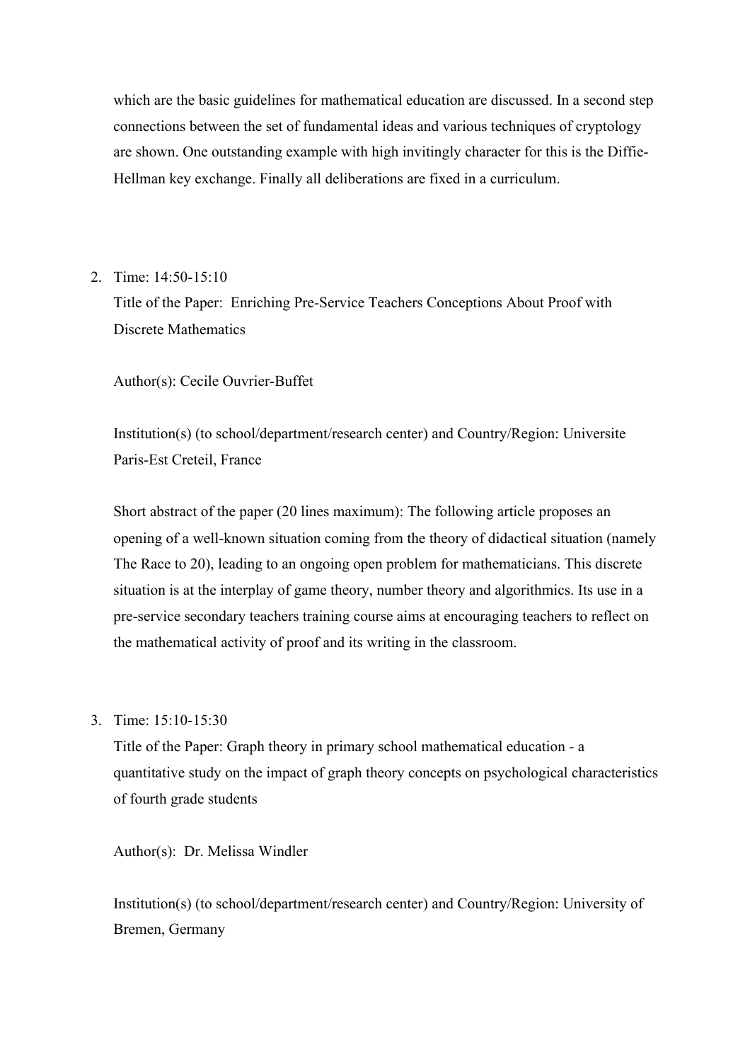which are the basic guidelines for mathematical education are discussed. In a second step connections between the set of fundamental ideas and various techniques of cryptology are shown. One outstanding example with high invitingly character for this is the Diffie-Hellman key exchange. Finally all deliberations are fixed in a curriculum.

2. Time: 14:50-15:10

   Title of the Paper: Enriching Pre-Service Teachers Conceptions About Proof with Discrete Mathematics

   Author(s): Cecile Ouvrier-Buffet

   Institution(s) (to school/department/research center) and Country/Region: Universite Paris-Est Creteil, France

   Short abstract of the paper (20 lines maximum): The following article proposes an opening of a well-known situation coming from the theory of didactical situation (namely The Race to 20), leading to an ongoing open problem for mathematicians. This discrete situation is at the interplay of game theory, number theory and algorithmics. Its use in a pre-service secondary teachers training course aims at encouraging teachers to reflect on the mathematical activity of proof and its writing in the classroom.

3. Time: 15:10-15:30

   Title of the Paper: Graph theory in primary school mathematical education - a quantitative study on the impact of graph theory concepts on psychological characteristics of fourth grade students

   Author(s): Dr. Melissa Windler

   Institution(s) (to school/department/research center) and Country/Region: University of Bremen, Germany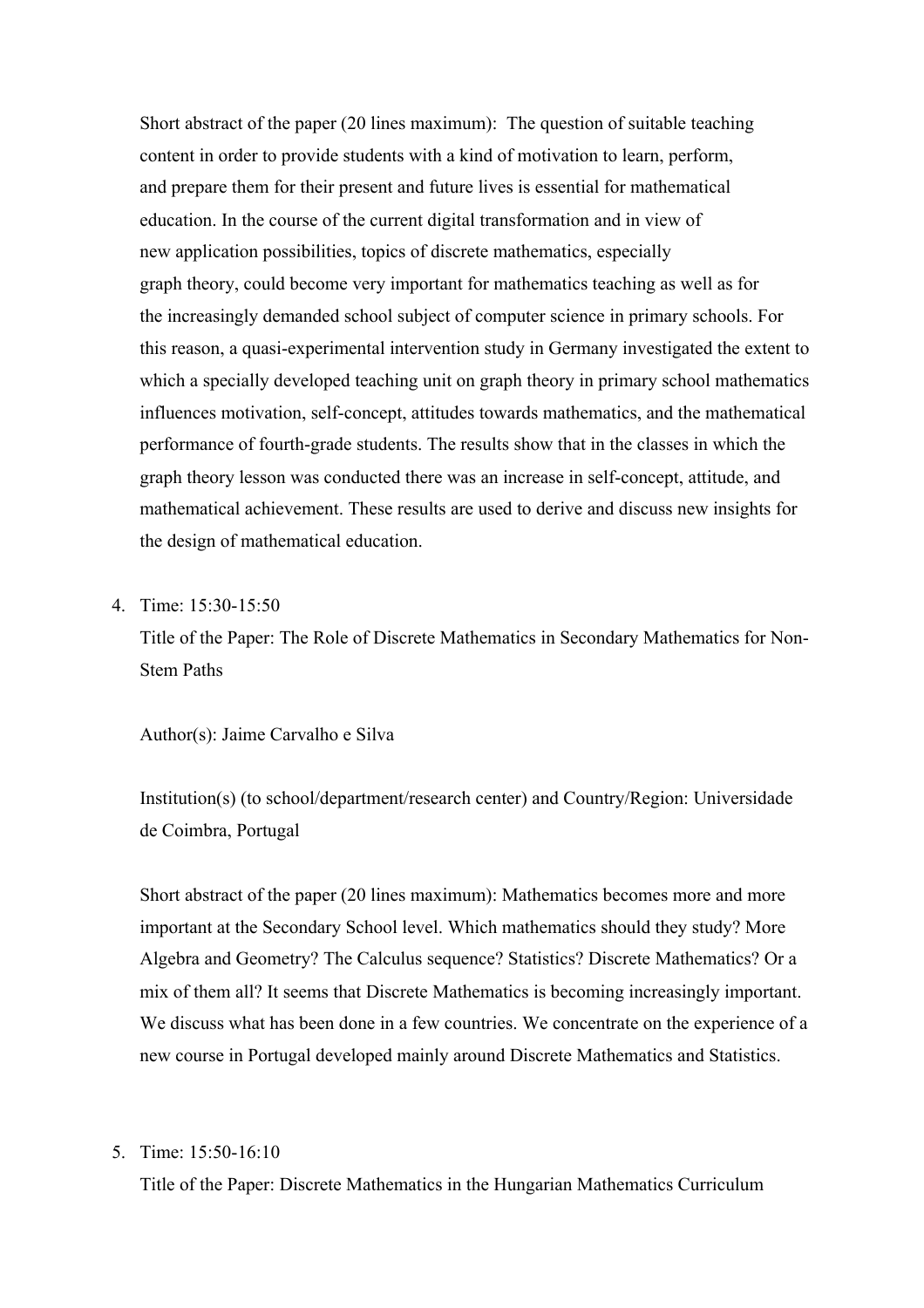Short abstract of the paper (20 lines maximum): The question of suitable teaching content in order to provide students with a kind of motivation to learn, perform, and prepare them for their present and future lives is essential for mathematical education. In the course of the current digital transformation and in view of new application possibilities, topics of discrete mathematics, especially graph theory, could become very important for mathematics teaching as well as for the increasingly demanded school subject of computer science in primary schools. For this reason, a quasi-experimental intervention study in Germany investigated the extent to which a specially developed teaching unit on graph theory in primary school mathematics influences motivation, self-concept, attitudes towards mathematics, and the mathematical performance of fourth-grade students. The results show that in the classes in which the graph theory lesson was conducted there was an increase in self-concept, attitude, and mathematical achievement. These results are used to derive and discuss new insights for the design of mathematical education.

4. Time: 15:30-15:50

   Title of the Paper: The Role of Discrete Mathematics in Secondary Mathematics for Non-Stem Paths

   Author(s): Jaime Carvalho e Silva

   Institution(s) (to school/department/research center) and Country/Region: Universidade de Coimbra, Portugal

   Short abstract of the paper (20 lines maximum): Mathematics becomes more and more important at the Secondary School level. Which mathematics should they study? More Algebra and Geometry? The Calculus sequence? Statistics? Discrete Mathematics? Or a mix of them all? It seems that Discrete Mathematics is becoming increasingly important. We discuss what has been done in a few countries. We concentrate on the experience of a new course in Portugal developed mainly around Discrete Mathematics and Statistics.

5. Time: 15:50-16:10

   Title of the Paper: Discrete Mathematics in the Hungarian Mathematics Curriculum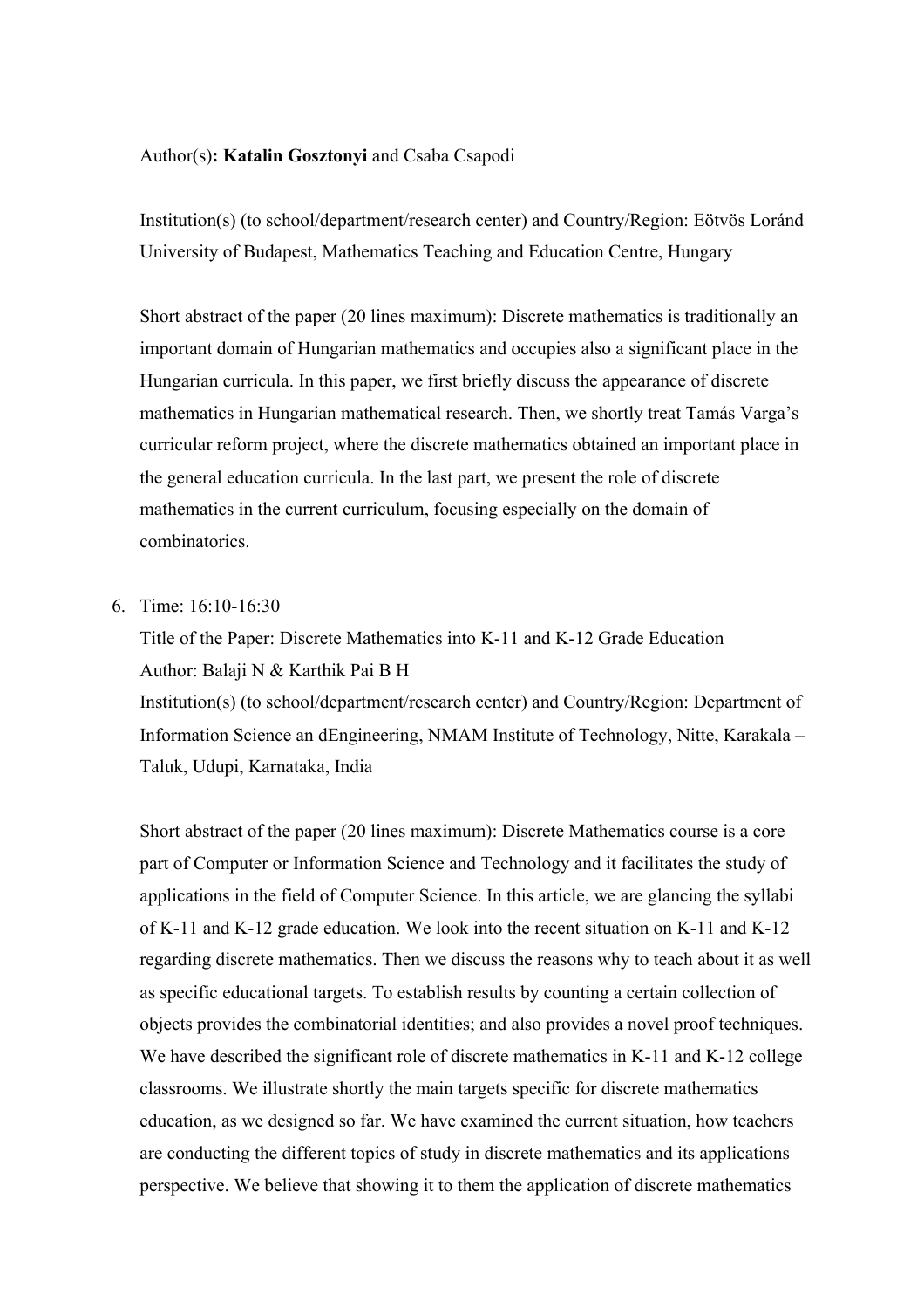Author(s)**: Katalin Gosztonyi** and Csaba Csapodi

Institution(s) (to school/department/research center) and Country/Region: Eötvös Loránd University of Budapest, Mathematics Teaching and Education Centre, Hungary

Short abstract of the paper (20 lines maximum): Discrete mathematics is traditionally an important domain of Hungarian mathematics and occupies also a significant place in the Hungarian curricula. In this paper, we first briefly discuss the appearance of discrete mathematics in Hungarian mathematical research. Then, we shortly treat Tamás Varga's curricular reform project, where the discrete mathematics obtained an important place in the general education curricula. In the last part, we present the role of discrete mathematics in the current curriculum, focusing especially on the domain of combinatorics.

6. Time: 16:10-16:30
   Title of the Paper: Discrete Mathematics into K-11 and K-12 Grade Education
   Author: Balaji N & Karthik Pai B H
   Institution(s) (to school/department/research center) and Country/Region: Department of Information Science an dEngineering, NMAM Institute of Technology, Nitte, Karakala – Taluk, Udupi, Karnataka, India

   Short abstract of the paper (20 lines maximum): Discrete Mathematics course is a core part of Computer or Information Science and Technology and it facilitates the study of applications in the field of Computer Science. In this article, we are glancing the syllabi of K-11 and K-12 grade education. We look into the recent situation on K-11 and K-12 regarding discrete mathematics. Then we discuss the reasons why to teach about it as well as specific educational targets. To establish results by counting a certain collection of objects provides the combinatorial identities; and also provides a novel proof techniques. We have described the significant role of discrete mathematics in K-11 and K-12 college classrooms. We illustrate shortly the main targets specific for discrete mathematics education, as we designed so far. We have examined the current situation, how teachers are conducting the different topics of study in discrete mathematics and its applications perspective. We believe that showing it to them the application of discrete mathematics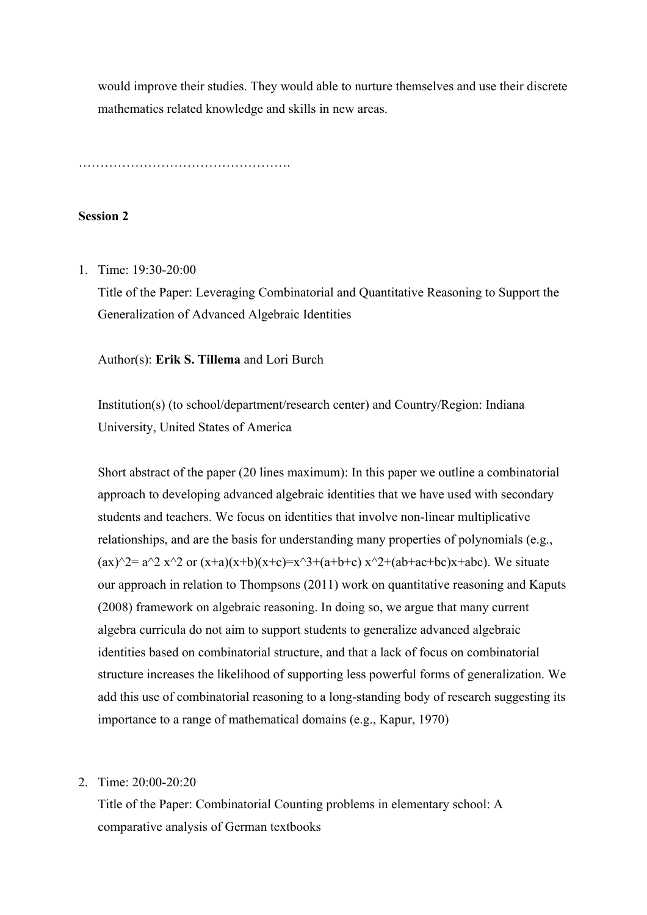would improve their studies. They would able to nurture themselves and use their discrete mathematics related knowledge and skills in new areas.

…………………………………………

**Session 2**

1. Time: 19:30-20:00

   Title of the Paper: Leveraging Combinatorial and Quantitative Reasoning to Support the Generalization of Advanced Algebraic Identities

   Author(s): **Erik S. Tillema** and Lori Burch

   Institution(s) (to school/department/research center) and Country/Region: Indiana University, United States of America

   Short abstract of the paper (20 lines maximum): In this paper we outline a combinatorial approach to developing advanced algebraic identities that we have used with secondary students and teachers. We focus on identities that involve non-linear multiplicative relationships, and are the basis for understanding many properties of polynomials (e.g., $(ax)^2= a^2 x^2$ or $(x+a)(x+b)(x+c)=x^3+(a+b+c) x^2+(ab+ac+bc)x+abc$). We situate our approach in relation to Thompsons (2011) work on quantitative reasoning and Kaputs (2008) framework on algebraic reasoning. In doing so, we argue that many current algebra curricula do not aim to support students to generalize advanced algebraic identities based on combinatorial structure, and that a lack of focus on combinatorial structure increases the likelihood of supporting less powerful forms of generalization. We add this use of combinatorial reasoning to a long-standing body of research suggesting its importance to a range of mathematical domains (e.g., Kapur, 1970)

2. Time: 20:00-20:20

   Title of the Paper: Combinatorial Counting problems in elementary school: A comparative analysis of German textbooks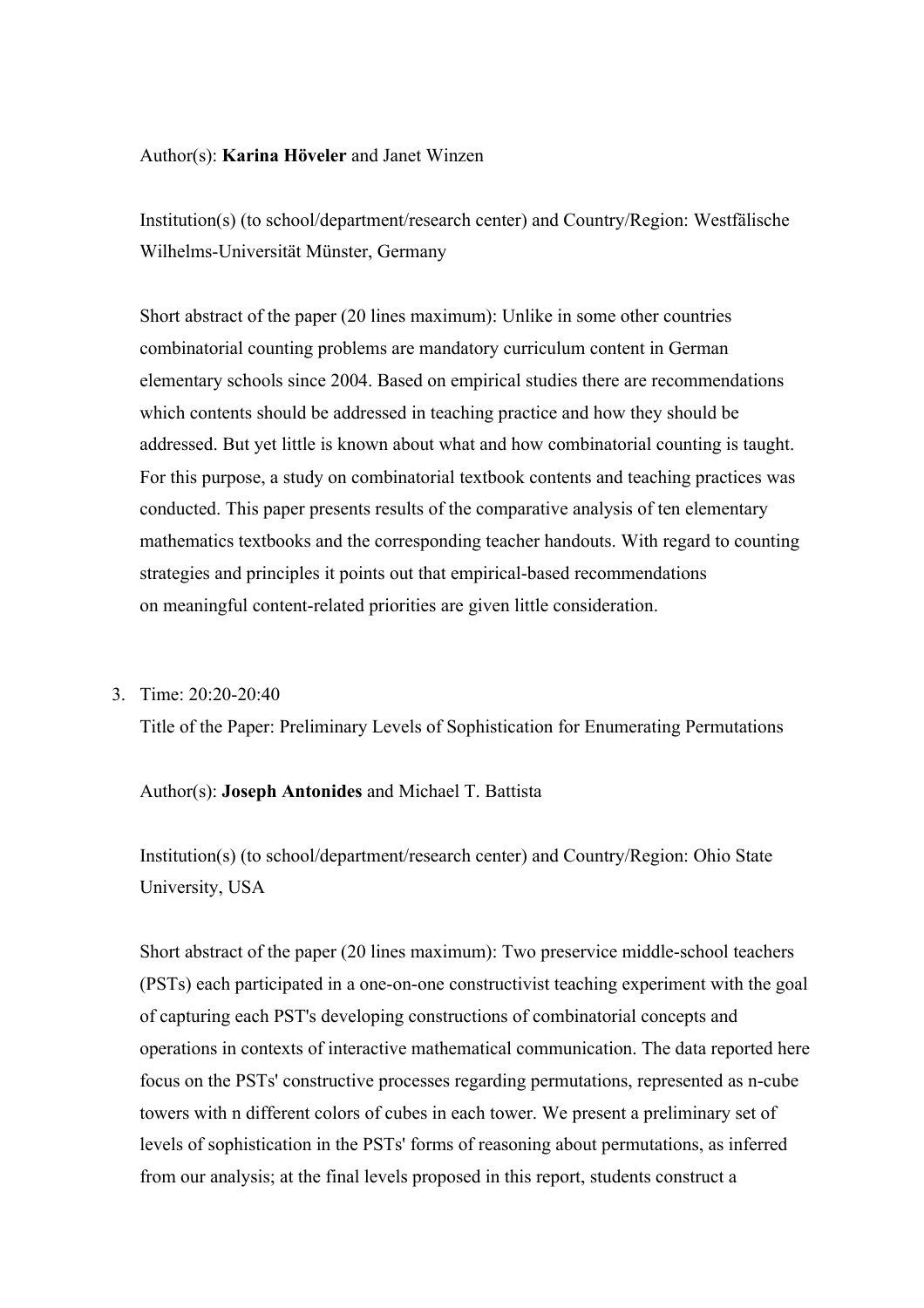Author(s): **Karina Höveler** and Janet Winzen

Institution(s) (to school/department/research center) and Country/Region: Westfälische Wilhelms-Universität Münster, Germany

Short abstract of the paper (20 lines maximum): Unlike in some other countries combinatorial counting problems are mandatory curriculum content in German elementary schools since 2004. Based on empirical studies there are recommendations which contents should be addressed in teaching practice and how they should be addressed. But yet little is known about what and how combinatorial counting is taught. For this purpose, a study on combinatorial textbook contents and teaching practices was conducted. This paper presents results of the comparative analysis of ten elementary mathematics textbooks and the corresponding teacher handouts. With regard to counting strategies and principles it points out that empirical-based recommendations on meaningful content-related priorities are given little consideration.

3. Time: 20:20-20:40

   Title of the Paper: Preliminary Levels of Sophistication for Enumerating Permutations

   Author(s): **Joseph Antonides** and Michael T. Battista

   Institution(s) (to school/department/research center) and Country/Region: Ohio State University, USA

   Short abstract of the paper (20 lines maximum): Two preservice middle-school teachers (PSTs) each participated in a one-on-one constructivist teaching experiment with the goal of capturing each PST's developing constructions of combinatorial concepts and operations in contexts of interactive mathematical communication. The data reported here focus on the PSTs' constructive processes regarding permutations, represented as n-cube towers with n different colors of cubes in each tower. We present a preliminary set of levels of sophistication in the PSTs' forms of reasoning about permutations, as inferred from our analysis; at the final levels proposed in this report, students construct a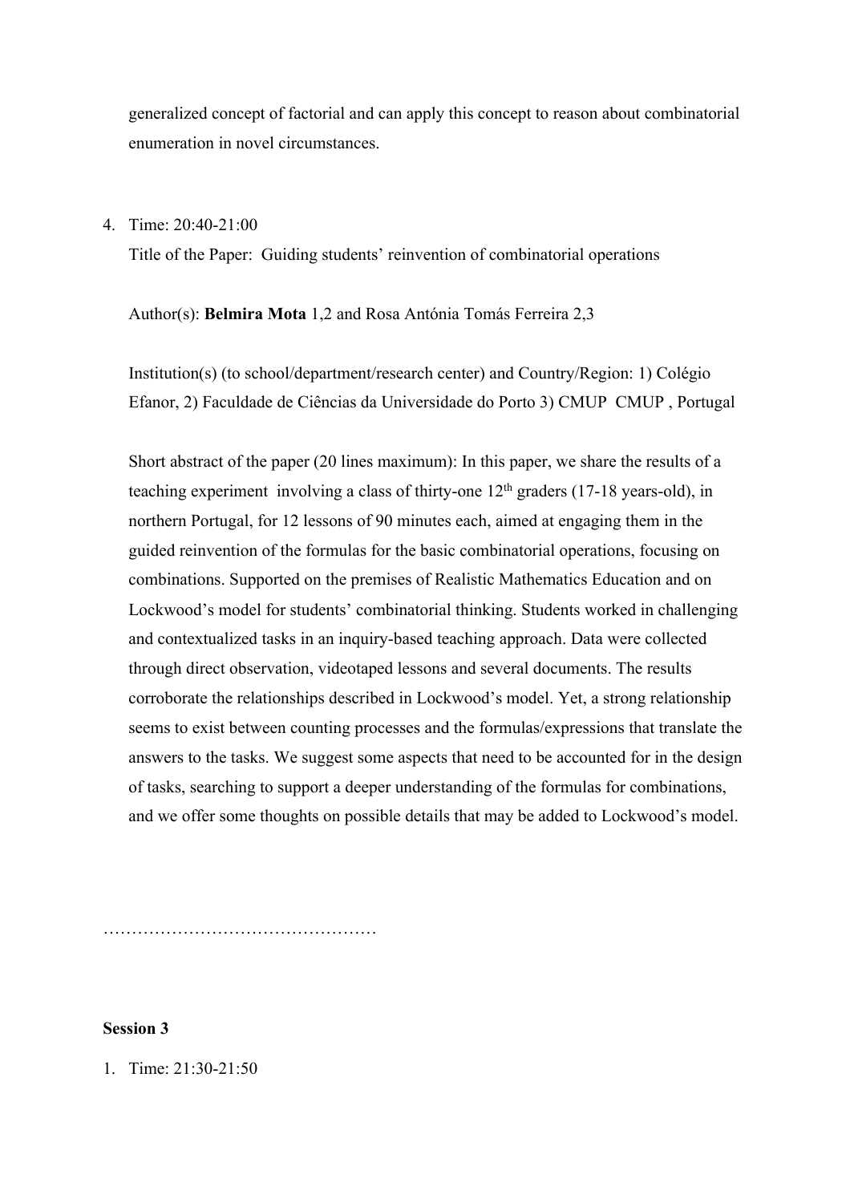generalized concept of factorial and can apply this concept to reason about combinatorial enumeration in novel circumstances.

4. Time: 20:40-21:00

   Title of the Paper: Guiding students' reinvention of combinatorial operations

   Author(s): **Belmira Mota** 1,2 and Rosa Antónia Tomás Ferreira 2,3

   Institution(s) (to school/department/research center) and Country/Region: 1) Colégio Efanor, 2) Faculdade de Ciências da Universidade do Porto 3) CMUP CMUP , Portugal

   Short abstract of the paper (20 lines maximum): In this paper, we share the results of a teaching experiment involving a class of thirty-one 12th graders (17-18 years-old), in northern Portugal, for 12 lessons of 90 minutes each, aimed at engaging them in the guided reinvention of the formulas for the basic combinatorial operations, focusing on combinations. Supported on the premises of Realistic Mathematics Education and on Lockwood's model for students' combinatorial thinking. Students worked in challenging and contextualized tasks in an inquiry-based teaching approach. Data were collected through direct observation, videotaped lessons and several documents. The results corroborate the relationships described in Lockwood's model. Yet, a strong relationship seems to exist between counting processes and the formulas/expressions that translate the answers to the tasks. We suggest some aspects that need to be accounted for in the design of tasks, searching to support a deeper understanding of the formulas for combinations, and we offer some thoughts on possible details that may be added to Lockwood's model.

…………………………………………

**Session 3**

1. Time: 21:30-21:50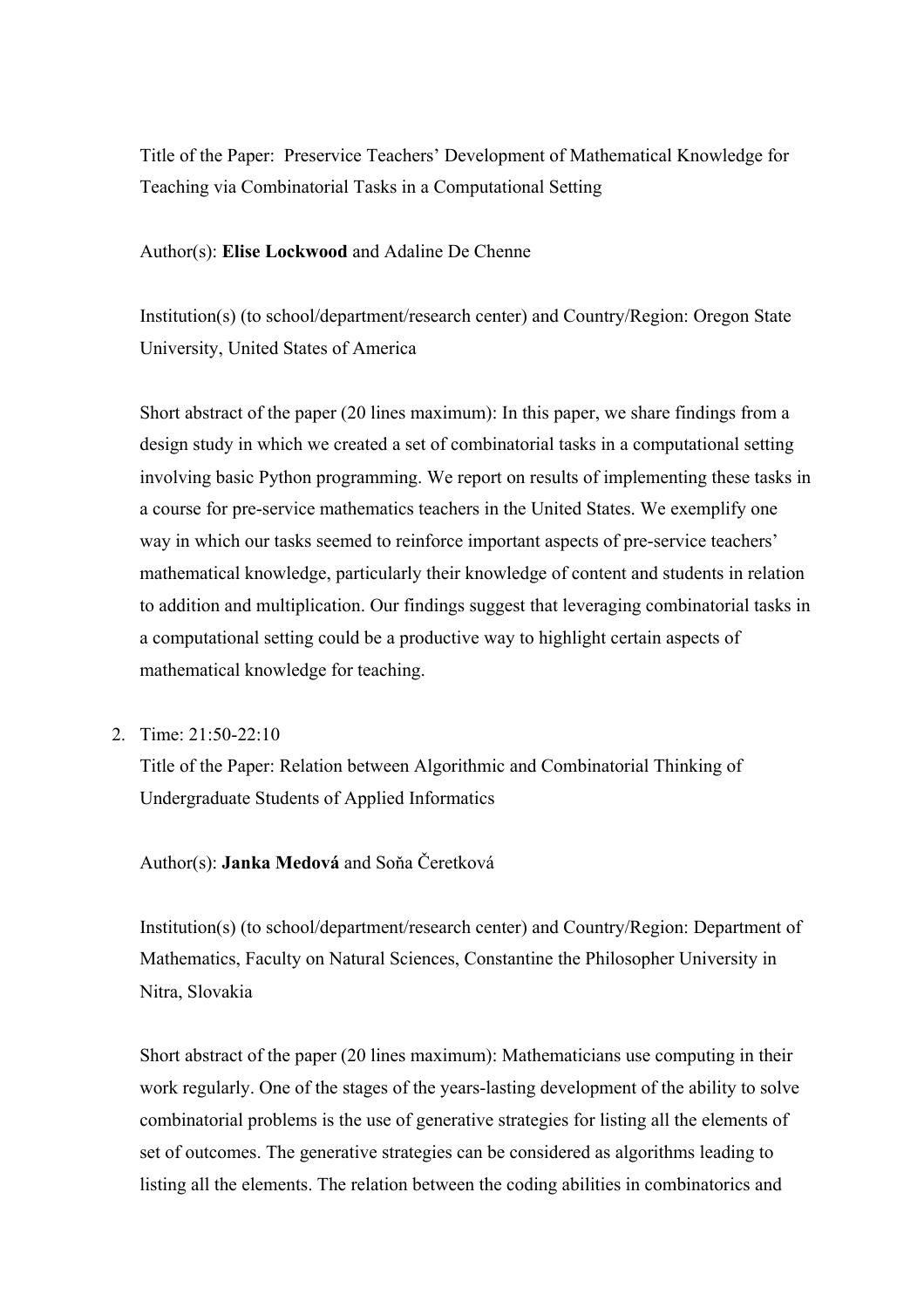Title of the Paper: Preservice Teachers' Development of Mathematical Knowledge for Teaching via Combinatorial Tasks in a Computational Setting

Author(s): **Elise Lockwood** and Adaline De Chenne

Institution(s) (to school/department/research center) and Country/Region: Oregon State University, United States of America

Short abstract of the paper (20 lines maximum): In this paper, we share findings from a design study in which we created a set of combinatorial tasks in a computational setting involving basic Python programming. We report on results of implementing these tasks in a course for pre-service mathematics teachers in the United States. We exemplify one way in which our tasks seemed to reinforce important aspects of pre-service teachers' mathematical knowledge, particularly their knowledge of content and students in relation to addition and multiplication. Our findings suggest that leveraging combinatorial tasks in a computational setting could be a productive way to highlight certain aspects of mathematical knowledge for teaching.

2. Time: 21:50-22:10

   Title of the Paper: Relation between Algorithmic and Combinatorial Thinking of Undergraduate Students of Applied Informatics

   Author(s): **Janka Medová** and Soňa Čeretková

   Institution(s) (to school/department/research center) and Country/Region: Department of Mathematics, Faculty on Natural Sciences, Constantine the Philosopher University in Nitra, Slovakia

   Short abstract of the paper (20 lines maximum): Mathematicians use computing in their work regularly. One of the stages of the years-lasting development of the ability to solve combinatorial problems is the use of generative strategies for listing all the elements of set of outcomes. The generative strategies can be considered as algorithms leading to listing all the elements. The relation between the coding abilities in combinatorics and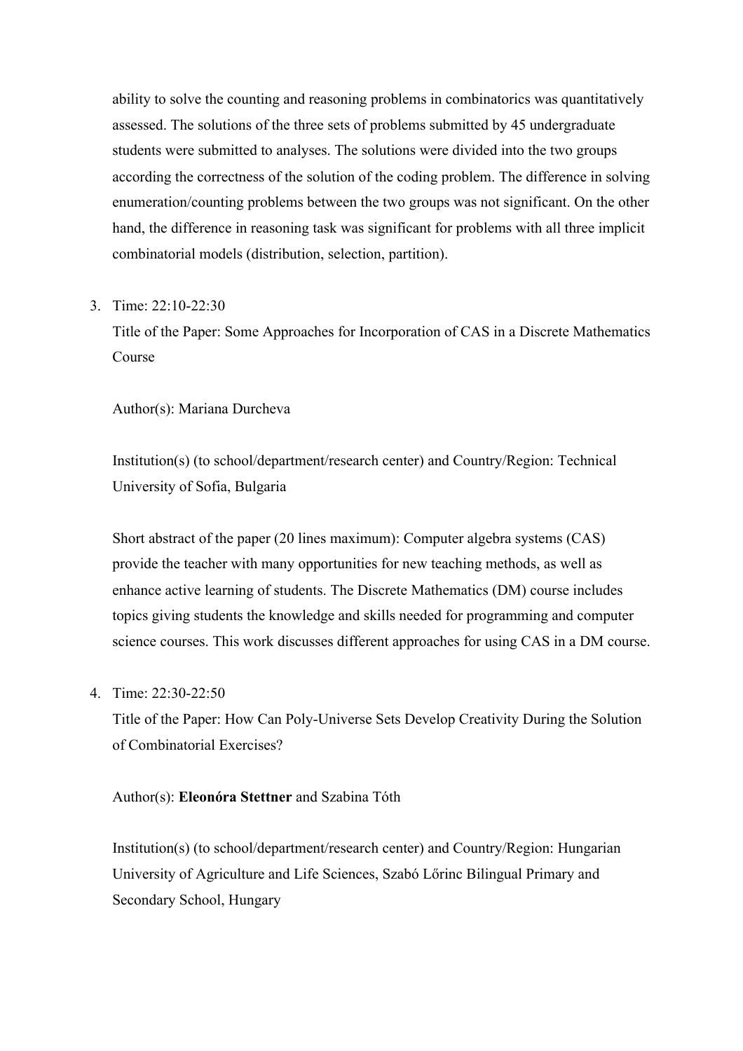ability to solve the counting and reasoning problems in combinatorics was quantitatively assessed. The solutions of the three sets of problems submitted by 45 undergraduate students were submitted to analyses. The solutions were divided into the two groups according the correctness of the solution of the coding problem. The difference in solving enumeration/counting problems between the two groups was not significant. On the other hand, the difference in reasoning task was significant for problems with all three implicit combinatorial models (distribution, selection, partition).

3. Time: 22:10-22:30

   Title of the Paper: Some Approaches for Incorporation of CAS in a Discrete Mathematics Course

   Author(s): Mariana Durcheva

   Institution(s) (to school/department/research center) and Country/Region: Technical University of Sofia, Bulgaria

   Short abstract of the paper (20 lines maximum): Computer algebra systems (CAS) provide the teacher with many opportunities for new teaching methods, as well as enhance active learning of students. The Discrete Mathematics (DM) course includes topics giving students the knowledge and skills needed for programming and computer science courses. This work discusses different approaches for using CAS in a DM course.

4. Time: 22:30-22:50

   Title of the Paper: How Can Poly-Universe Sets Develop Creativity During the Solution of Combinatorial Exercises?

   Author(s): **Eleonóra Stettner** and Szabina Tóth

   Institution(s) (to school/department/research center) and Country/Region: Hungarian University of Agriculture and Life Sciences, Szabó Lőrinc Bilingual Primary and Secondary School, Hungary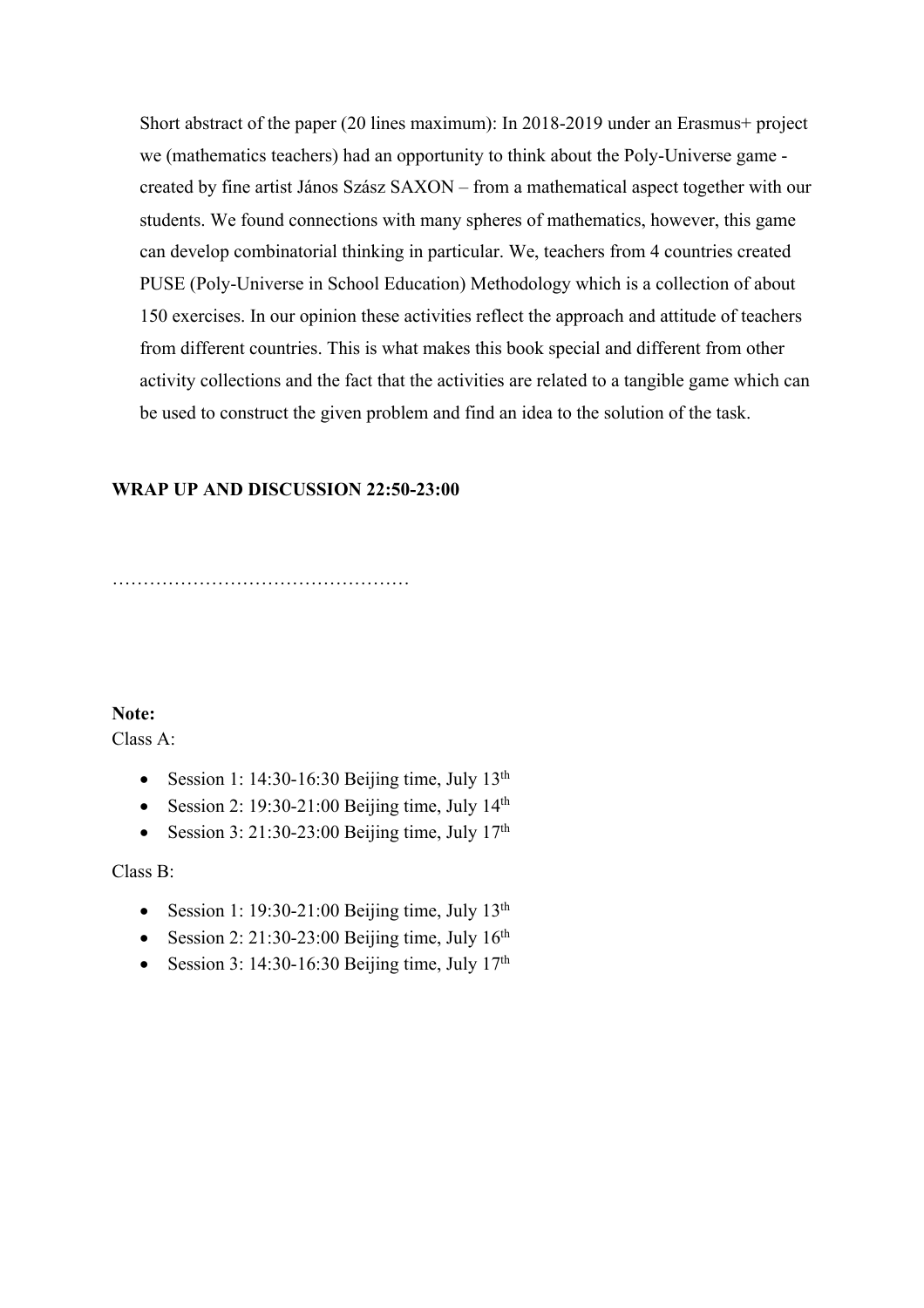Short abstract of the paper (20 lines maximum): In 2018-2019 under an Erasmus+ project we (mathematics teachers) had an opportunity to think about the Poly-Universe game - created by fine artist János Szász SAXON – from a mathematical aspect together with our students. We found connections with many spheres of mathematics, however, this game can develop combinatorial thinking in particular. We, teachers from 4 countries created PUSE (Poly-Universe in School Education) Methodology which is a collection of about 150 exercises. In our opinion these activities reflect the approach and attitude of teachers from different countries. This is what makes this book special and different from other activity collections and the fact that the activities are related to a tangible game which can be used to construct the given problem and find an idea to the solution of the task.

**WRAP UP AND DISCUSSION 22:50-23:00**

…………………………………………

**Note:**

Class A:

- Session 1: 14:30-16:30 Beijing time, July 13th
- Session 2: 19:30-21:00 Beijing time, July 14th
- Session 3: 21:30-23:00 Beijing time, July 17th

Class B:

- Session 1: 19:30-21:00 Beijing time, July 13th
- Session 2: 21:30-23:00 Beijing time, July 16th
- Session 3: 14:30-16:30 Beijing time, July 17th